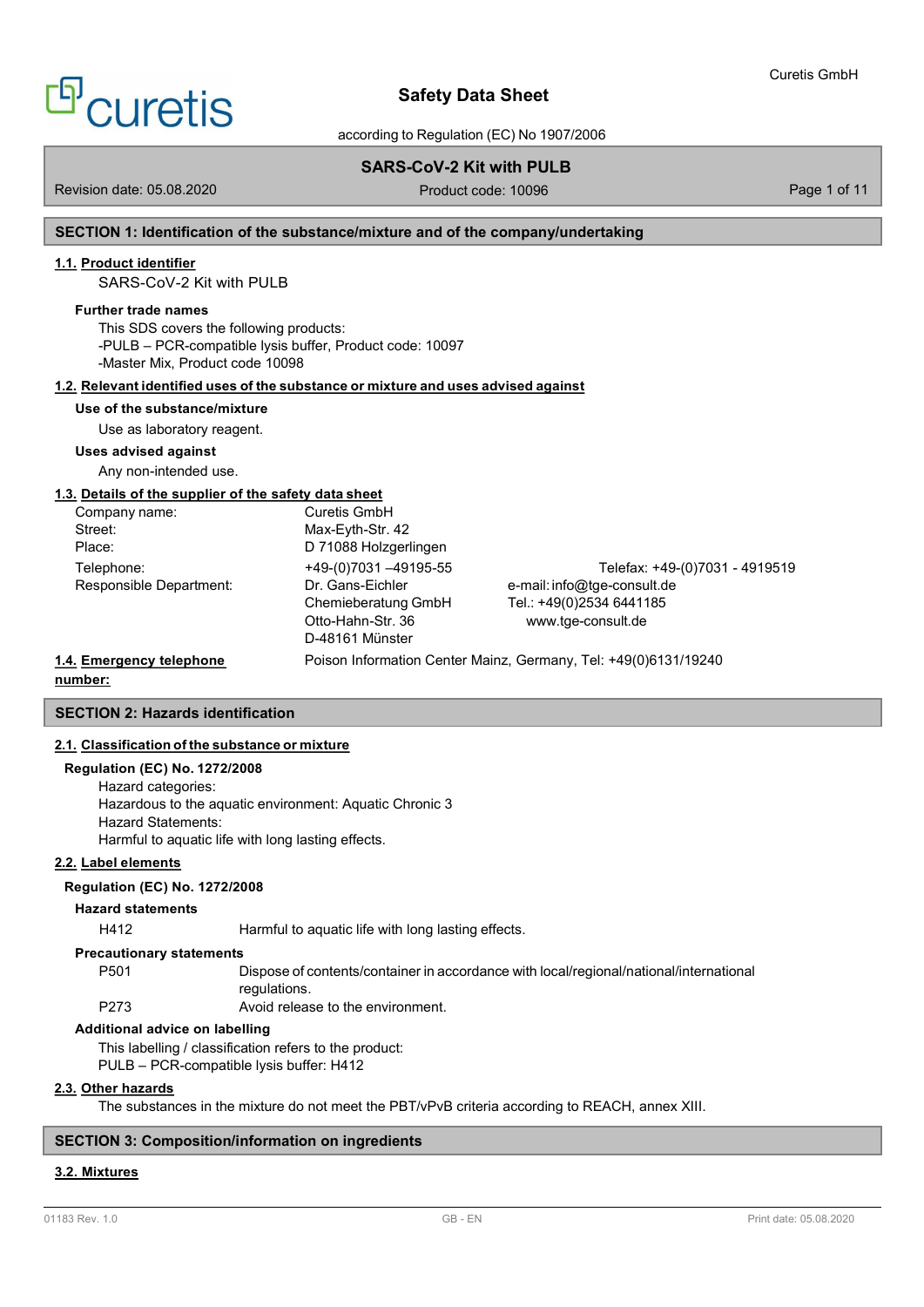# Safety Data Sheet

according to Regulation (EC) No 1907/2006

## SARS-CoV-2 Kit with PULB

Revision date: 05.08.2020 | Product code: 10096

## SECTION 1: Identification of the substance/mixture and of the company/undertaking

### 1.1. Product identifier

SARS-CoV-2 Kit with PULB

**Further trade names**

This SDS covers the following products:
-PULB – PCR-compatible lysis buffer, Product code: 10097
-Master Mix, Product code 10098

### 1.2. Relevant identified uses of the substance or mixture and uses advised against

**Use of the substance/mixture**

Use as laboratory reagent.

**Uses advised against**

Any non-intended use.

### 1.3. Details of the supplier of the safety data sheet

| | | |
|---|---|---|
| Company name: | Curetis GmbH | |
| Street: | Max-Eyth-Str. 42 | |
| Place: | D 71088 Holzgerlingen | |
| Telephone: | +49-(0)7031 –49195-55 | Telefax: +49-(0)7031 - 4919519 |
| Responsible Department: | Dr. Gans-Eichler<br>Chemieberatung GmbH<br>Otto-Hahn-Str. 36<br>D-48161 Münster | e-mail: info@tge-consult.de<br>Tel.: +49(0)2534 6441185<br>www.tge-consult.de |

### 1.4. Emergency telephone number:

Poison Information Center Mainz, Germany, Tel: +49(0)6131/19240

## SECTION 2: Hazards identification

### 2.1. Classification of the substance or mixture

**Regulation (EC) No. 1272/2008**

Hazard categories:
Hazardous to the aquatic environment: Aquatic Chronic 3
Hazard Statements:
Harmful to aquatic life with long lasting effects.

### 2.2. Label elements

**Regulation (EC) No. 1272/2008**

**Hazard statements**

| | |
|---|---|
| H412 | Harmful to aquatic life with long lasting effects. |

**Precautionary statements**

| | |
|---|---|
| P501 | Dispose of contents/container in accordance with local/regional/national/international regulations. |
| P273 | Avoid release to the environment. |

**Additional advice on labelling**

This labelling / classification refers to the product:
PULB – PCR-compatible lysis buffer: H412

### 2.3. Other hazards

The substances in the mixture do not meet the PBT/vPvB criteria according to REACH, annex XIII.

## SECTION 3: Composition/information on ingredients

### 3.2. Mixtures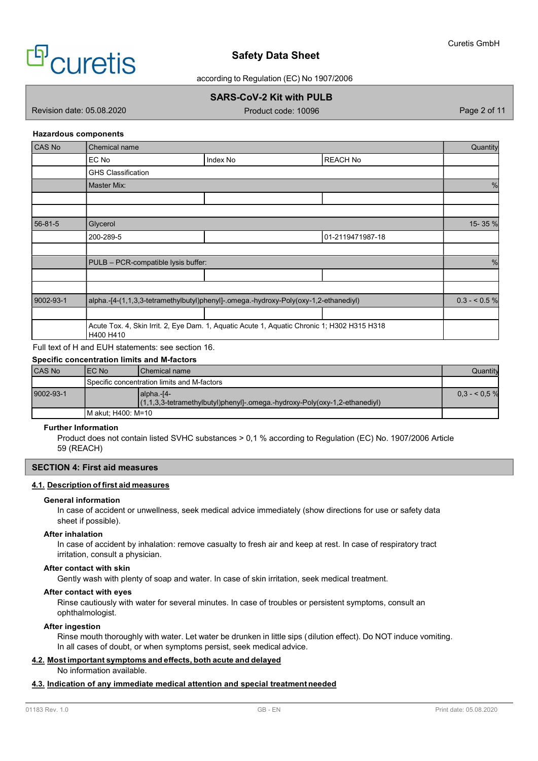#### Hazardous components

| CAS No | Chemical name | | | Quantity |
|---|---|---|---|---|
| | EC No | Index No | REACH No | |
| | GHS Classification | | | |
| | Master Mix: | | | % |
| | | | | |
| | | | | |
| 56-81-5 | Glycerol | | | 15- 35 % |
| | 200-289-5 | | 01-2119471987-18 | |
| | | | | |
| | PULB – PCR-compatible lysis buffer: | | | % |
| | | | | |
| | | | | |
| 9002-93-1 | alpha.-[4-(1,1,3,3-tetramethylbutyl)phenyl]-.omega.-hydroxy-Poly(oxy-1,2-ethanediyl) | | | 0.3 - < 0.5 % |
| | | | | |
| | Acute Tox. 4, Skin Irrit. 2, Eye Dam. 1, Aquatic Acute 1, Aquatic Chronic 1; H302 H315 H318 H400 H410 | | | |

Full text of H and EUH statements: see section 16.

#### Specific concentration limits and M-factors

| CAS No | EC No | Chemical name | Quantity |
|---|---|---|---|
| | Specific concentration limits and M-factors | | |
| 9002-93-1 | | alpha.-[4-(1,1,3,3-tetramethylbutyl)phenyl]-.omega.-hydroxy-Poly(oxy-1,2-ethanediyl) | 0,3 - < 0,5 % |
| | M akut; H400: M=10 | | |

**Further Information**

Product does not contain listed SVHC substances > 0,1 % according to Regulation (EC) No. 1907/2006 Article 59 (REACH)

## SECTION 4: First aid measures

### 4.1. Description of first aid measures

**General information**

In case of accident or unwellness, seek medical advice immediately (show directions for use or safety data sheet if possible).

**After inhalation**

In case of accident by inhalation: remove casualty to fresh air and keep at rest. In case of respiratory tract irritation, consult a physician.

**After contact with skin**

Gently wash with plenty of soap and water. In case of skin irritation, seek medical treatment.

**After contact with eyes**

Rinse cautiously with water for several minutes. In case of troubles or persistent symptoms, consult an ophthalmologist.

**After ingestion**

Rinse mouth thoroughly with water. Let water be drunken in little sips (dilution effect). Do NOT induce vomiting. In all cases of doubt, or when symptoms persist, seek medical advice.

### 4.2. Most important symptoms and effects, both acute and delayed

No information available.

### 4.3. Indication of any immediate medical attention and special treatment needed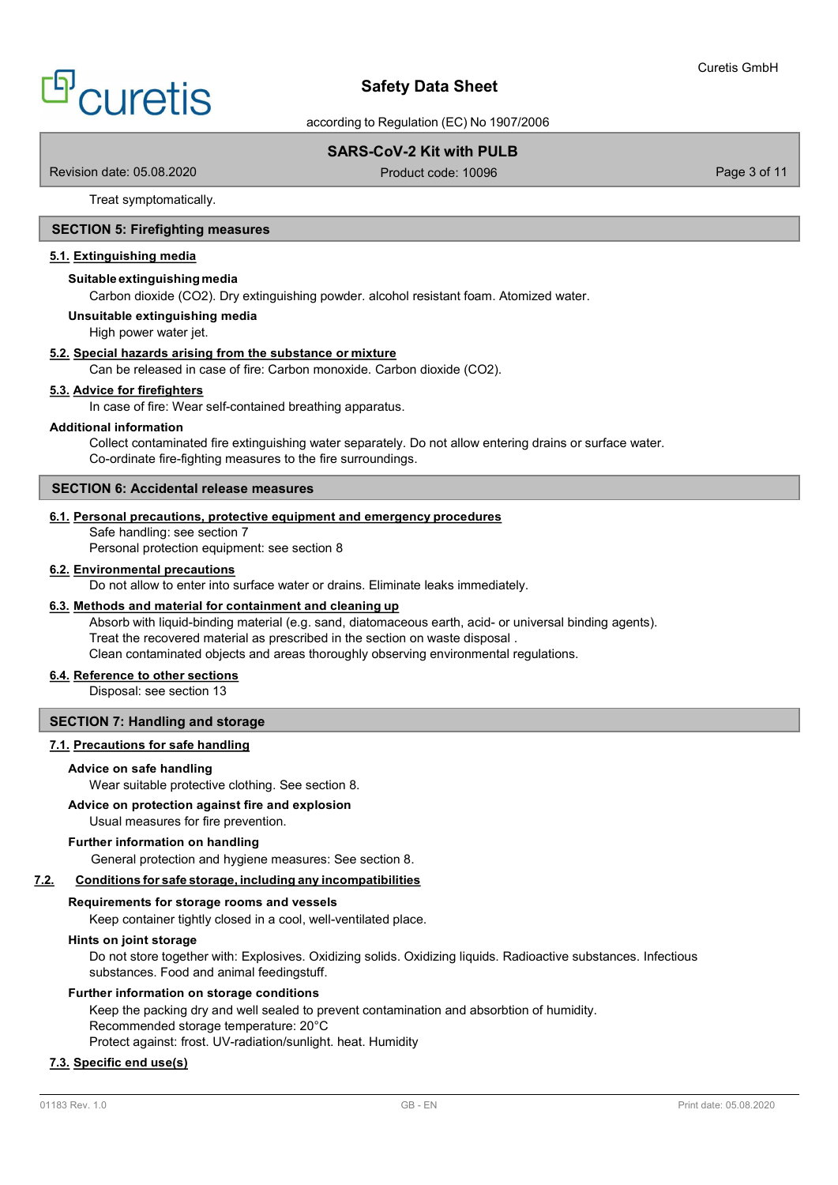Treat symptomatically.

## SECTION 5: Firefighting measures

### 5.1. Extinguishing media

**Suitable extinguishing media**

Carbon dioxide ($CO_2$). Dry extinguishing powder. alcohol resistant foam. Atomized water.

**Unsuitable extinguishing media**

High power water jet.

### 5.2. Special hazards arising from the substance or mixture

Can be released in case of fire: Carbon monoxide. Carbon dioxide ($CO_2$).

### 5.3. Advice for firefighters

In case of fire: Wear self-contained breathing apparatus.

**Additional information**

Collect contaminated fire extinguishing water separately. Do not allow entering drains or surface water.
Co-ordinate fire-fighting measures to the fire surroundings.

## SECTION 6: Accidental release measures

### 6.1. Personal precautions, protective equipment and emergency procedures

Safe handling: see section 7
Personal protection equipment: see section 8

### 6.2. Environmental precautions

Do not allow to enter into surface water or drains. Eliminate leaks immediately.

### 6.3. Methods and material for containment and cleaning up

Absorb with liquid-binding material (e.g. sand, diatomaceous earth, acid- or universal binding agents).
Treat the recovered material as prescribed in the section on waste disposal .
Clean contaminated objects and areas thoroughly observing environmental regulations.

### 6.4. Reference to other sections

Disposal: see section 13

## SECTION 7: Handling and storage

### 7.1. Precautions for safe handling

**Advice on safe handling**

Wear suitable protective clothing. See section 8.

**Advice on protection against fire and explosion**

Usual measures for fire prevention.

**Further information on handling**

General protection and hygiene measures: See section 8.

### 7.2. Conditions for safe storage, including any incompatibilities

**Requirements for storage rooms and vessels**

Keep container tightly closed in a cool, well-ventilated place.

**Hints on joint storage**

Do not store together with: Explosives. Oxidizing solids. Oxidizing liquids. Radioactive substances. Infectious substances. Food and animal feedingstuff.

**Further information on storage conditions**

Keep the packing dry and well sealed to prevent contamination and absorbtion of humidity.
Recommended storage temperature: 20°C
Protect against: frost. UV-radiation/sunlight. heat. Humidity

### 7.3. Specific end use(s)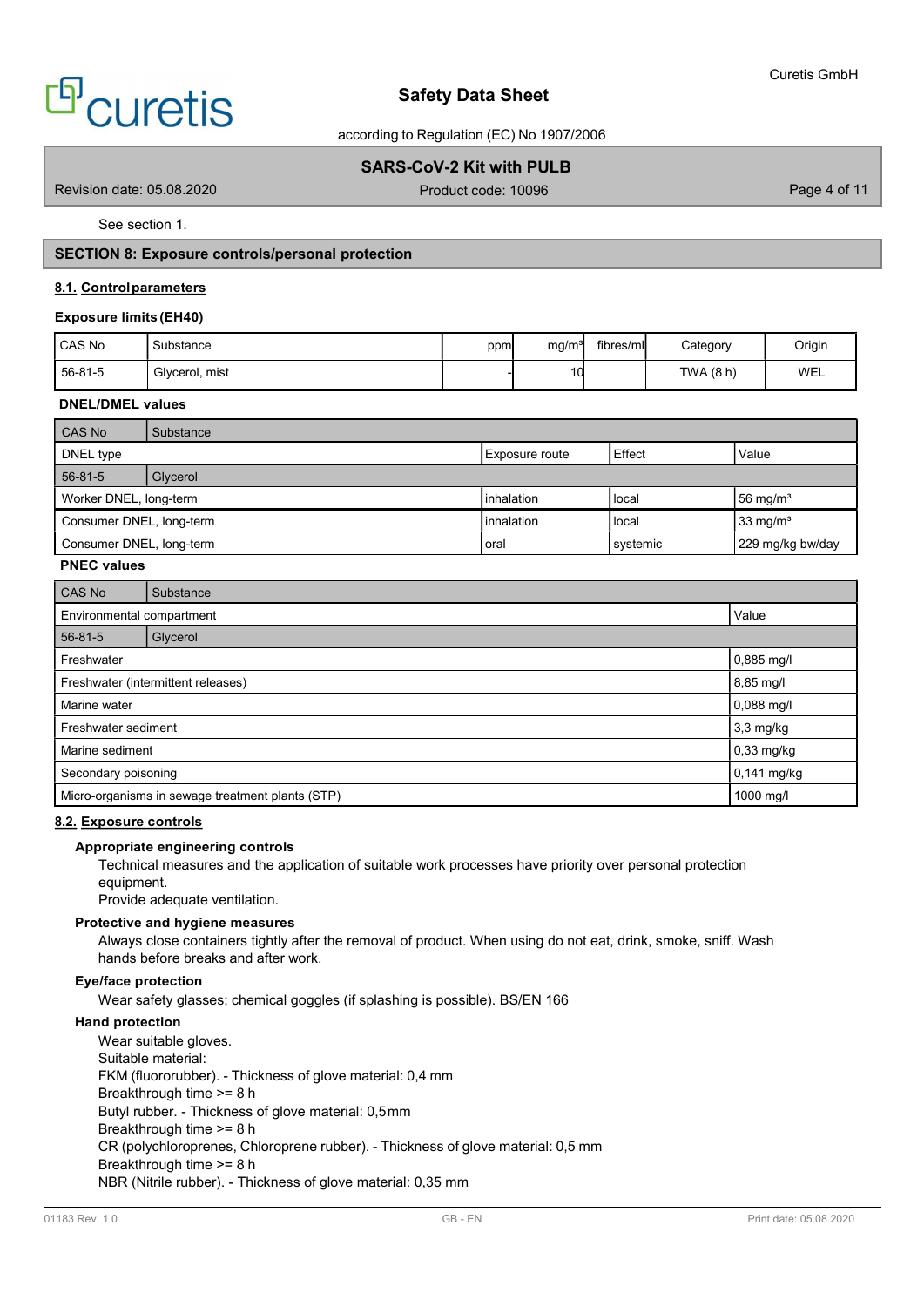See section 1.

## SECTION 8: Exposure controls/personal protection

### 8.1. Control parameters

**Exposure limits (EH40)**

| CAS No | Substance | ppm | mg/m³ | fibres/ml | Category | Origin |
|---|---|---|---|---|---|---|
| 56-81-5 | Glycerol, mist | - | 10 | | TWA (8 h) | WEL |

**DNEL/DMEL values**

| CAS No | Substance | | | |
|---|---|---|---|---|
| DNEL type | | Exposure route | Effect | Value |
| 56-81-5 | Glycerol | | | |
| Worker DNEL, long-term | | inhalation | local | 56 mg/m³ |
| Consumer DNEL, long-term | | inhalation | local | 33 mg/m³ |
| Consumer DNEL, long-term | | oral | systemic | 229 mg/kg bw/day |

**PNEC values**

| CAS No | Substance | |
|---|---|---|
| Environmental compartment | | Value |
| 56-81-5 | Glycerol | |
| Freshwater | | 0,885 mg/l |
| Freshwater (intermittent releases) | | 8,85 mg/l |
| Marine water | | 0,088 mg/l |
| Freshwater sediment | | 3,3 mg/kg |
| Marine sediment | | 0,33 mg/kg |
| Secondary poisoning | | 0,141 mg/kg |
| Micro-organisms in sewage treatment plants (STP) | | 1000 mg/l |

### 8.2. Exposure controls

**Appropriate engineering controls**

Technical measures and the application of suitable work processes have priority over personal protection equipment.
Provide adequate ventilation.

**Protective and hygiene measures**

Always close containers tightly after the removal of product. When using do not eat, drink, smoke, sniff. Wash hands before breaks and after work.

**Eye/face protection**

Wear safety glasses; chemical goggles (if splashing is possible). BS/EN 166

**Hand protection**

Wear suitable gloves.
Suitable material:
FKM (fluororubber). - Thickness of glove material: 0,4 mm
Breakthrough time >= 8 h
Butyl rubber. - Thickness of glove material: 0,5mm
Breakthrough time >= 8 h
CR (polychloroprenes, Chloroprene rubber). - Thickness of glove material: 0,5 mm
Breakthrough time >= 8 h
NBR (Nitrile rubber). - Thickness of glove material: 0,35 mm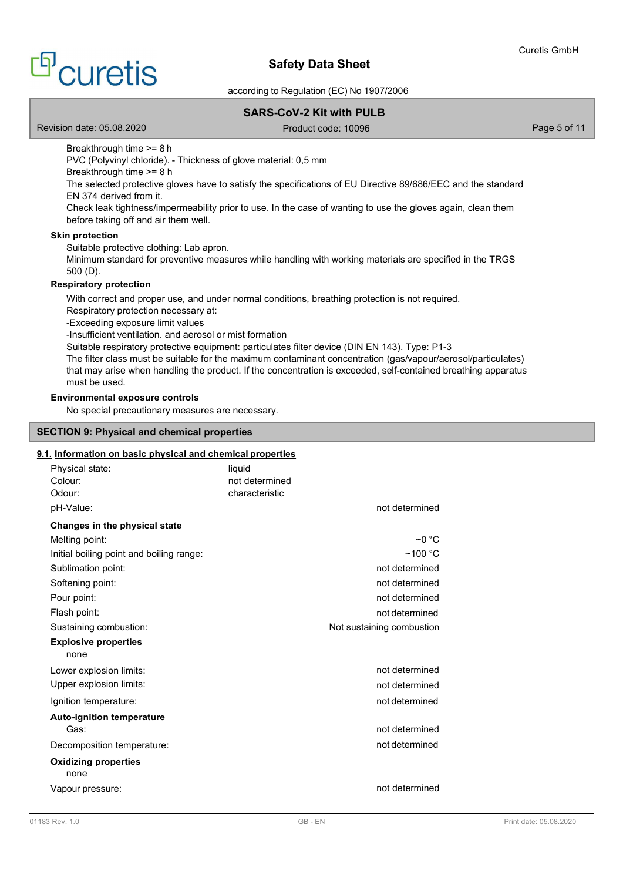Breakthrough time >= 8 h
PVC (Polyvinyl chloride). - Thickness of glove material: 0,5 mm
Breakthrough time >= 8 h
The selected protective gloves have to satisfy the specifications of EU Directive 89/686/EEC and the standard EN 374 derived from it.
Check leak tightness/impermeability prior to use. In the case of wanting to use the gloves again, clean them before taking off and air them well.

**Skin protection**

Suitable protective clothing: Lab apron.
Minimum standard for preventive measures while handling with working materials are specified in the TRGS 500 (D).

**Respiratory protection**

With correct and proper use, and under normal conditions, breathing protection is not required.
Respiratory protection necessary at:
-Exceeding exposure limit values
-Insufficient ventilation. and aerosol or mist formation
Suitable respiratory protective equipment: particulates filter device (DIN EN 143). Type: P1-3
The filter class must be suitable for the maximum contaminant concentration (gas/vapour/aerosol/particulates) that may arise when handling the product. If the concentration is exceeded, self-contained breathing apparatus must be used.

**Environmental exposure controls**

No special precautionary measures are necessary.

## SECTION 9: Physical and chemical properties

### 9.1. Information on basic physical and chemical properties

| | | |
|---|---|---|
| Physical state: | liquid | |
| Colour: | not determined | |
| Odour: | characteristic | |
| pH-Value: | | not determined |
| **Changes in the physical state** | | |
| Melting point: | | ~0 °C |
| Initial boiling point and boiling range: | | ~100 °C |
| Sublimation point: | | not determined |
| Softening point: | | not determined |
| Pour point: | | not determined |
| Flash point: | | not determined |
| Sustaining combustion: | | Not sustaining combustion |
| **Explosive properties** | | |
| none | | |
| Lower explosion limits: | | not determined |
| Upper explosion limits: | | not determined |
| Ignition temperature: | | not determined |
| **Auto-ignition temperature** | | |
| Gas: | | not determined |
| Decomposition temperature: | | not determined |
| **Oxidizing properties** | | |
| none | | |
| Vapour pressure: | | not determined |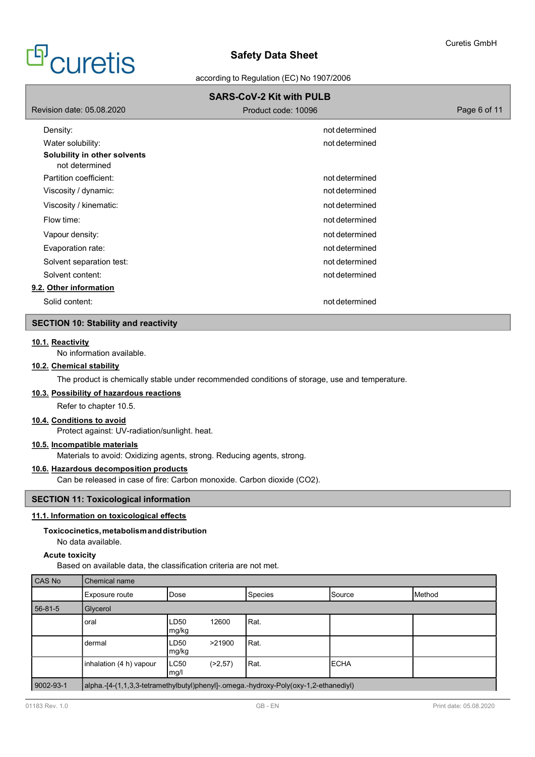| | |
|---|---|
| Density: | not determined |
| Water solubility: | not determined |

**Solubility in other solvents**

not determined

| | |
|---|---|
| Partition coefficient: | not determined |
| Viscosity / dynamic: | not determined |
| Viscosity / kinematic: | not determined |
| Flow time: | not determined |
| Vapour density: | not determined |
| Evaporation rate: | not determined |
| Solvent separation test: | not determined |
| Solvent content: | not determined |

### 9.2. Other information

| | |
|---|---|
| Solid content: | not determined |

## SECTION 10: Stability and reactivity

### 10.1. Reactivity

No information available.

### 10.2. Chemical stability

The product is chemically stable under recommended conditions of storage, use and temperature.

### 10.3. Possibility of hazardous reactions

Refer to chapter 10.5.

### 10.4. Conditions to avoid

Protect against: UV-radiation/sunlight. heat.

### 10.5. Incompatible materials

Materials to avoid: Oxidizing agents, strong. Reducing agents, strong.

### 10.6. Hazardous decomposition products

Can be released in case of fire: Carbon monoxide. Carbon dioxide ($CO_2$).

## SECTION 11: Toxicological information

### 11.1. Information on toxicological effects

**Toxicocinetics, metabolism and distribution**

No data available.

**Acute toxicity**

Based on available data, the classification criteria are not met.

| CAS No | Chemical name | | | | |
|---|---|---|---|---|---|
| | Exposure route | Dose | Species | Source | Method |
| 56-81-5 | Glycerol | | | | |
| | oral | LD50 12600 mg/kg | Rat. | | |
| | dermal | LD50 >21900 mg/kg | Rat. | | |
| | inhalation (4 h) vapour | LC50 (>2,57) mg/l | Rat. | ECHA | |
| 9002-93-1 | alpha.-[4-(1,1,3,3-tetramethylbutyl)phenyl]-.omega.-hydroxy-Poly(oxy-1,2-ethanediyl) | | | | |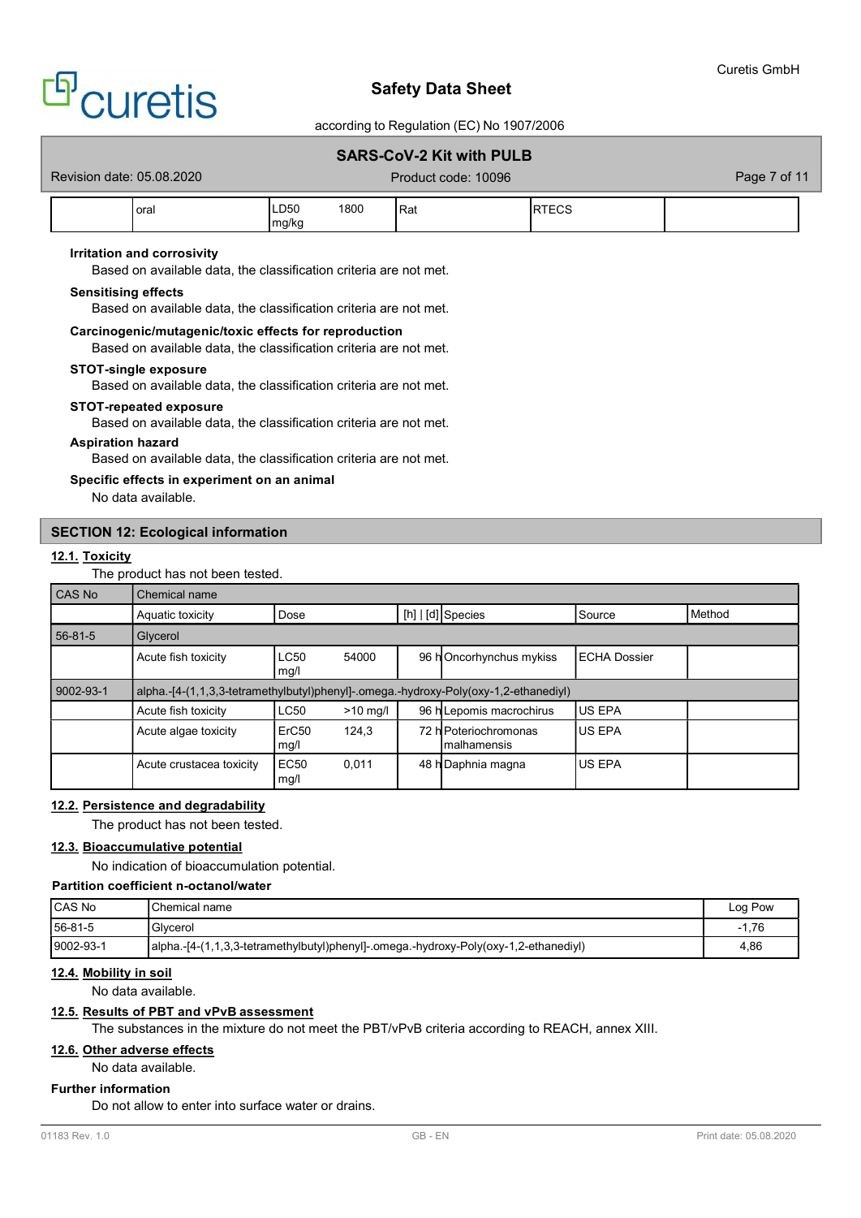|  | oral | LD50 mg/kg | 1800 | Rat | RTECS |  |
|---|---|---|---|---|---|---|

**Irritation and corrosivity**

Based on available data, the classification criteria are not met.

**Sensitising effects**

Based on available data, the classification criteria are not met.

**Carcinogenic/mutagenic/toxic effects for reproduction**

Based on available data, the classification criteria are not met.

**STOT-single exposure**

Based on available data, the classification criteria are not met.

**STOT-repeated exposure**

Based on available data, the classification criteria are not met.

**Aspiration hazard**

Based on available data, the classification criteria are not met.

**Specific effects in experiment on an animal**

No data available.

## SECTION 12: Ecological information

### 12.1. Toxicity

The product has not been tested.

| CAS No | Chemical name | | | | | | |
|---|---|---|---|---|---|---|---|
| | Aquatic toxicity | Dose | | [h] \| [d] | Species | Source | Method |
| 56-81-5 | Glycerol | | | | | | |
| | Acute fish toxicity | LC50 mg/l | 54000 | 96 h | Oncorhynchus mykiss | ECHA Dossier | |
| 9002-93-1 | alpha.-[4-(1,1,3,3-tetramethylbutyl)phenyl]-.omega.-hydroxy-Poly(oxy-1,2-ethanediyl) | | | | | | |
| | Acute fish toxicity | LC50 | >10 mg/l | 96 h | Lepomis macrochirus | US EPA | |
| | Acute algae toxicity | ErC50 mg/l | 124,3 | 72 h | Poteriochromonas malhamensis | US EPA | |
| | Acute crustacea toxicity | EC50 mg/l | 0,011 | 48 h | Daphnia magna | US EPA | |

### 12.2. Persistence and degradability

The product has not been tested.

### 12.3. Bioaccumulative potential

No indication of bioaccumulation potential.

**Partition coefficient n-octanol/water**

| CAS No | Chemical name | Log Pow |
|---|---|---|
| 56-81-5 | Glycerol | -1,76 |
| 9002-93-1 | alpha.-[4-(1,1,3,3-tetramethylbutyl)phenyl]-.omega.-hydroxy-Poly(oxy-1,2-ethanediyl) | 4,86 |

### 12.4. Mobility in soil

No data available.

### 12.5. Results of PBT and vPvB assessment

The substances in the mixture do not meet the PBT/vPvB criteria according to REACH, annex XIII.

### 12.6. Other adverse effects

No data available.

**Further information**

Do not allow to enter into surface water or drains.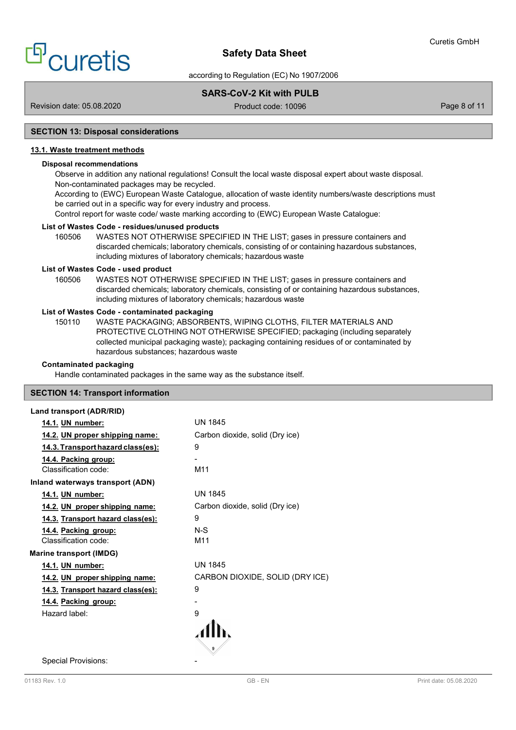## SECTION 13: Disposal considerations

### 13.1. Waste treatment methods

**Disposal recommendations**

Observe in addition any national regulations! Consult the local waste disposal expert about waste disposal.
Non-contaminated packages may be recycled.
According to (EWC) European Waste Catalogue, allocation of waste identity numbers/waste descriptions must be carried out in a specific way for every industry and process.
Control report for waste code/ waste marking according to (EWC) European Waste Catalogue:

**List of Wastes Code - residues/unused products**

160506 WASTES NOT OTHERWISE SPECIFIED IN THE LIST; gases in pressure containers and discarded chemicals; laboratory chemicals, consisting of or containing hazardous substances, including mixtures of laboratory chemicals; hazardous waste

**List of Wastes Code - used product**

160506 WASTES NOT OTHERWISE SPECIFIED IN THE LIST; gases in pressure containers and discarded chemicals; laboratory chemicals, consisting of or containing hazardous substances, including mixtures of laboratory chemicals; hazardous waste

**List of Wastes Code - contaminated packaging**

150110 WASTE PACKAGING; ABSORBENTS, WIPING CLOTHS, FILTER MATERIALS AND PROTECTIVE CLOTHING NOT OTHERWISE SPECIFIED; packaging (including separately collected municipal packaging waste); packaging containing residues of or contaminated by hazardous substances; hazardous waste

**Contaminated packaging**

Handle contaminated packages in the same way as the substance itself.

## SECTION 14: Transport information

**Land transport (ADR/RID)**

| | |
|---|---|
| 14.1. UN number: | UN 1845 |
| 14.2. UN proper shipping name: | Carbon dioxide, solid (Dry ice) |
| 14.3. Transport hazard class(es): | 9 |
| 14.4. Packing group: | - |
| Classification code: | M11 |

**Inland waterways transport (ADN)**

| | |
|---|---|
| 14.1. UN number: | UN 1845 |
| 14.2. UN proper shipping name: | Carbon dioxide, solid (Dry ice) |
| 14.3. Transport hazard class(es): | 9 |
| 14.4. Packing group: | N-S |
| Classification code: | M11 |

**Marine transport (IMDG)**

| | |
|---|---|
| 14.1. UN number: | UN 1845 |
| 14.2. UN proper shipping name: | CARBON DIOXIDE, SOLID (DRY ICE) |
| 14.3. Transport hazard class(es): | 9 |
| 14.4. Packing group: | - |
| Hazard label: | 9 |
| Special Provisions: | - |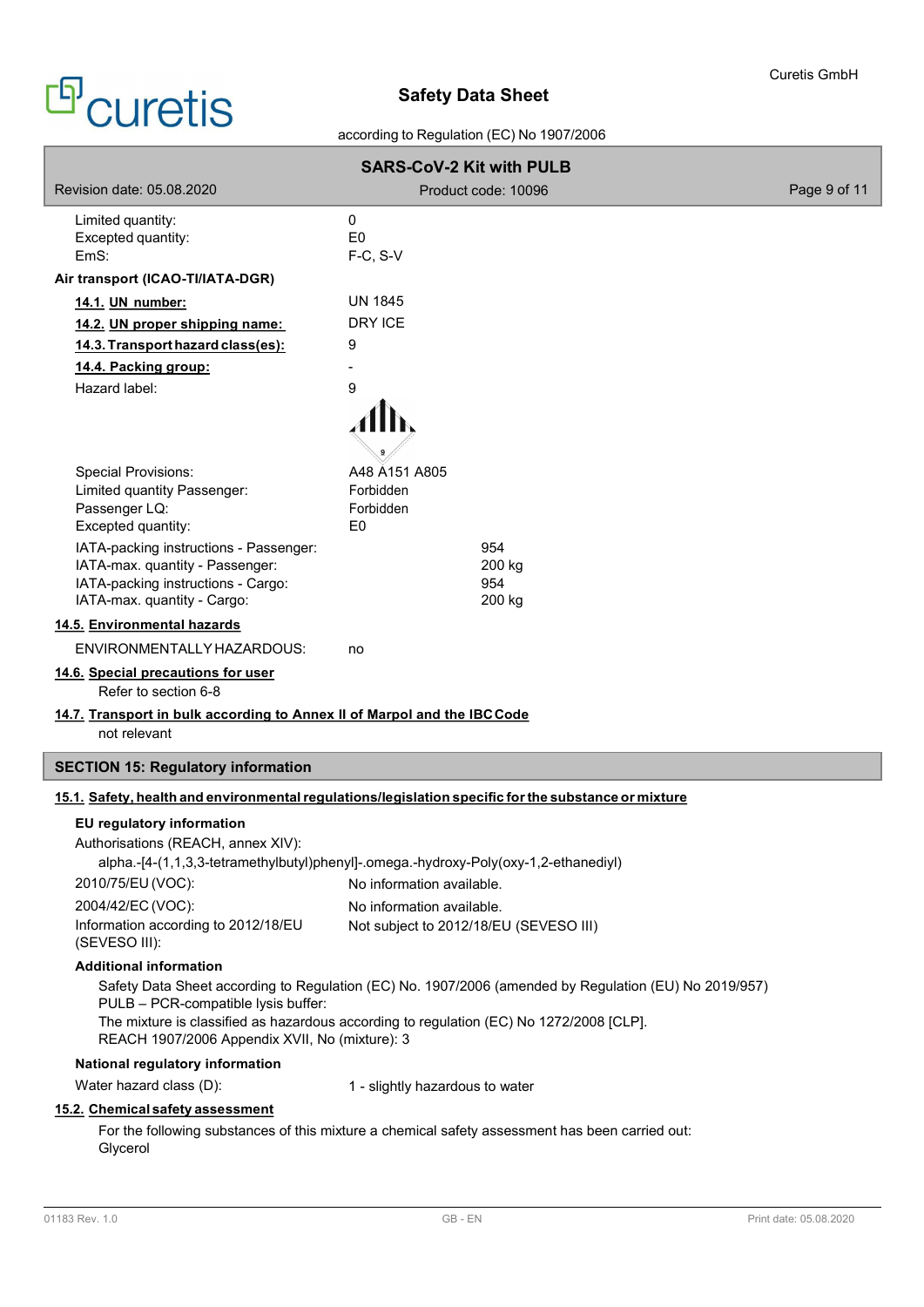Limited quantity: 0
Excepted quantity: E0
EmS: F-C, S-V

**Air transport (ICAO-TI/IATA-DGR)**

**14.1. UN number:** UN 1845

**14.2. UN proper shipping name:** DRY ICE

**14.3. Transport hazard class(es):** 9

**14.4. Packing group:** -

Hazard label: 9

Special Provisions: A48 A151 A805
Limited quantity Passenger: Forbidden
Passenger LQ: Forbidden
Excepted quantity: E0

IATA-packing instructions - Passenger: 954
IATA-max. quantity - Passenger: 200 kg
IATA-packing instructions - Cargo: 954
IATA-max. quantity - Cargo: 200 kg

**14.5. Environmental hazards**

ENVIRONMENTALLY HAZARDOUS: no

**14.6. Special precautions for user**

Refer to section 6-8

**14.7. Transport in bulk according to Annex II of Marpol and the IBC Code**

not relevant

## SECTION 15: Regulatory information

**15.1. Safety, health and environmental regulations/legislation specific for the substance or mixture**

**EU regulatory information**

Authorisations (REACH, annex XIV):
alpha.-[4-(1,1,3,3-tetramethylbutyl)phenyl]-.omega.-hydroxy-Poly(oxy-1,2-ethanediyl)

2010/75/EU (VOC): No information available.

2004/42/EC (VOC): No information available.

Information according to 2012/18/EU (SEVESO III): Not subject to 2012/18/EU (SEVESO III)

**Additional information**

Safety Data Sheet according to Regulation (EC) No. 1907/2006 (amended by Regulation (EU) No 2019/957)
PULB – PCR-compatible lysis buffer:
The mixture is classified as hazardous according to regulation (EC) No 1272/2008 [CLP].
REACH 1907/2006 Appendix XVII, No (mixture): 3

**National regulatory information**

Water hazard class (D): 1 - slightly hazardous to water

**15.2. Chemical safety assessment**

For the following substances of this mixture a chemical safety assessment has been carried out:
Glycerol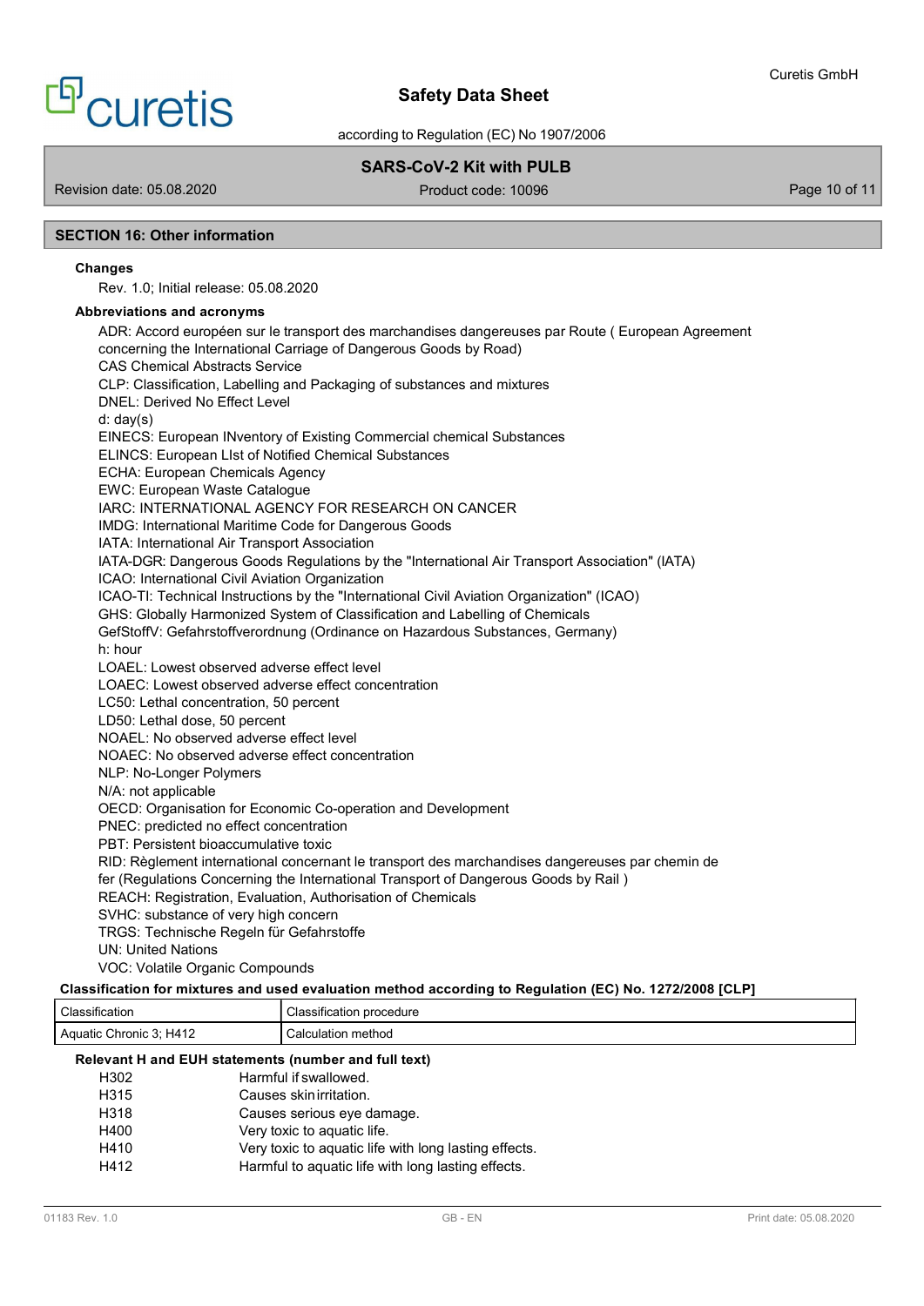## SECTION 16: Other information

**Changes**

Rev. 1.0; Initial release: 05.08.2020

**Abbreviations and acronyms**

ADR: Accord européen sur le transport des marchandises dangereuses par Route ( European Agreement concerning the International Carriage of Dangerous Goods by Road)
CAS Chemical Abstracts Service
CLP: Classification, Labelling and Packaging of substances and mixtures
DNEL: Derived No Effect Level
d: day(s)
EINECS: European INventory of Existing Commercial chemical Substances
ELINCS: European LIst of Notified Chemical Substances
ECHA: European Chemicals Agency
EWC: European Waste Catalogue
IARC: INTERNATIONAL AGENCY FOR RESEARCH ON CANCER
IMDG: International Maritime Code for Dangerous Goods
IATA: International Air Transport Association
IATA-DGR: Dangerous Goods Regulations by the "International Air Transport Association" (IATA)
ICAO: International Civil Aviation Organization
ICAO-TI: Technical Instructions by the "International Civil Aviation Organization" (ICAO)
GHS: Globally Harmonized System of Classification and Labelling of Chemicals
GefStoffV: Gefahrstoffverordnung (Ordinance on Hazardous Substances, Germany)
h: hour
LOAEL: Lowest observed adverse effect level
LOAEC: Lowest observed adverse effect concentration
LC50: Lethal concentration, 50 percent
LD50: Lethal dose, 50 percent
NOAEL: No observed adverse effect level
NOAEC: No observed adverse effect concentration
NLP: No-Longer Polymers
N/A: not applicable
OECD: Organisation for Economic Co-operation and Development
PNEC: predicted no effect concentration
PBT: Persistent bioaccumulative toxic
RID: Règlement international concernant le transport des marchandises dangereuses par chemin de fer (Regulations Concerning the International Transport of Dangerous Goods by Rail )
REACH: Registration, Evaluation, Authorisation of Chemicals
SVHC: substance of very high concern
TRGS: Technische Regeln für Gefahrstoffe
UN: United Nations
VOC: Volatile Organic Compounds

**Classification for mixtures and used evaluation method according to Regulation (EC) No. 1272/2008 [CLP]**

| Classification | Classification procedure |
|---|---|
| Aquatic Chronic 3; H412 | Calculation method |

**Relevant H and EUH statements (number and full text)**

| | |
|---|---|
| H302 | Harmful if swallowed. |
| H315 | Causes skin irritation. |
| H318 | Causes serious eye damage. |
| H400 | Very toxic to aquatic life. |
| H410 | Very toxic to aquatic life with long lasting effects. |
| H412 | Harmful to aquatic life with long lasting effects. |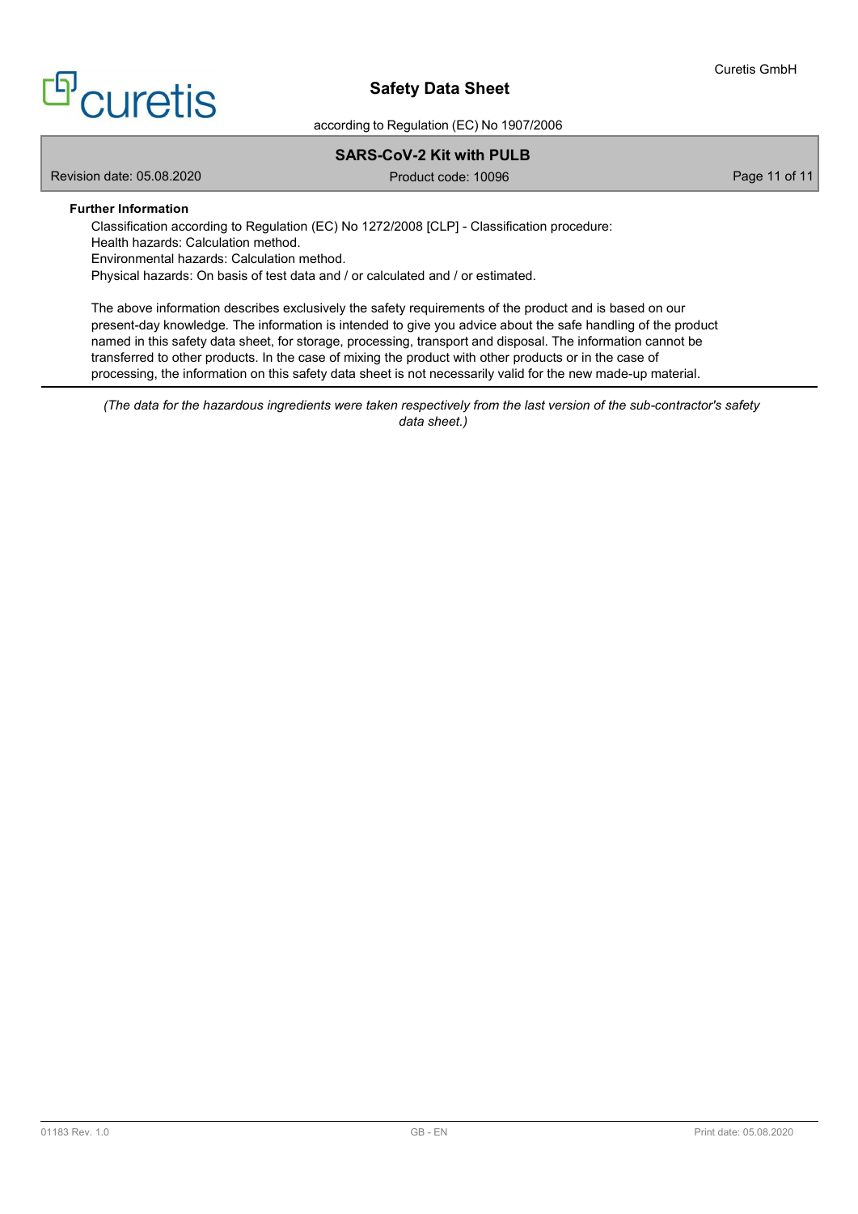**Further Information**

Classification according to Regulation (EC) No 1272/2008 [CLP] - Classification procedure:
Health hazards: Calculation method.
Environmental hazards: Calculation method.
Physical hazards: On basis of test data and / or calculated and / or estimated.

The above information describes exclusively the safety requirements of the product and is based on our present-day knowledge. The information is intended to give you advice about the safe handling of the product named in this safety data sheet, for storage, processing, transport and disposal. The information cannot be transferred to other products. In the case of mixing the product with other products or in the case of processing, the information on this safety data sheet is not necessarily valid for the new made-up material.

---

*(The data for the hazardous ingredients were taken respectively from the last version of the sub-contractor's safety data sheet.)*